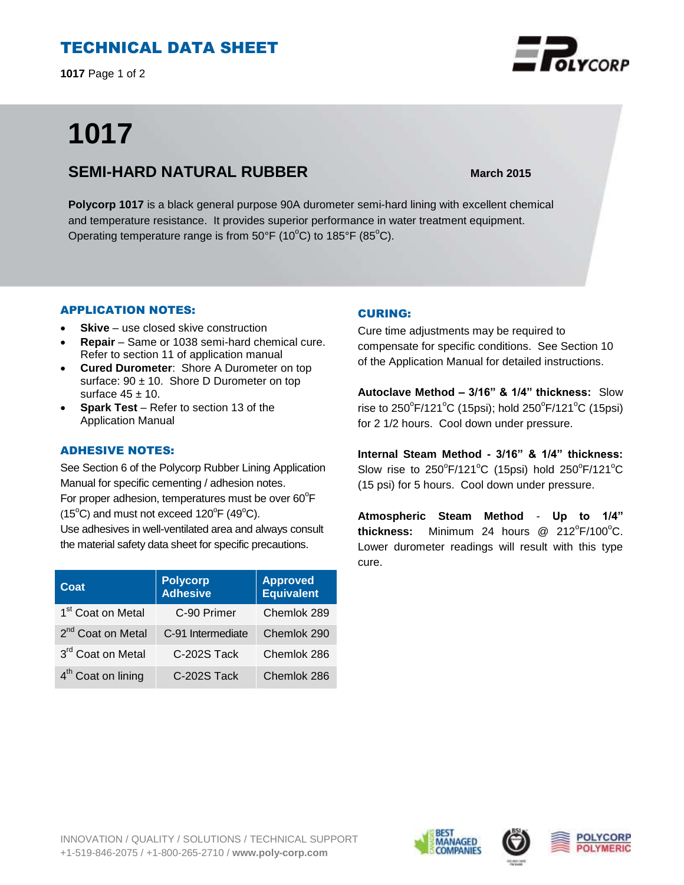# TECHNICAL DATA SHEET

# 1017

## SEMI-HARD NATURAL RUBBER

**March 2015**

**Polycorp 1017** is a black general purpose 90A durometer semi-hard lining with excellent chemical and temperature resistance. It provides superior performance in water treatment equipment. Operating temperature range is from 50°F (10°C) to 185°F (85°C).

### APPLICATION NOTES:

- **Skive** – use closed skive construction
- **Repair** – Same or 1038 semi-hard chemical cure. Refer to section 11 of application manual
- **Cured Durometer**: Shore A Durometer on top surface: 90 ± 10. Shore D Durometer on top surface 45 ± 10.
- **Spark Test** – Refer to section 13 of the Application Manual

### ADHESIVE NOTES:

See Section 6 of the Polycorp Rubber Lining Application Manual for specific cementing / adhesion notes.
For proper adhesion, temperatures must be over 60°F (15°C) and must not exceed 120°F (49°C).
Use adhesives in well-ventilated area and always consult the material safety data sheet for specific precautions.

| Coat | Polycorp Adhesive | Approved Equivalent |
|---|---|---|
| 1st Coat on Metal | C-90 Primer | Chemlok 289 |
| 2nd Coat on Metal | C-91 Intermediate | Chemlok 290 |
| 3rd Coat on Metal | C-202S Tack | Chemlok 286 |
| 4th Coat on lining | C-202S Tack | Chemlok 286 |

### CURING:

Cure time adjustments may be required to compensate for specific conditions. See Section 10 of the Application Manual for detailed instructions.

**Autoclave Method – 3/16" & 1/4" thickness:** Slow rise to 250°F/121°C (15psi); hold 250°F/121°C (15psi) for 2 1/2 hours. Cool down under pressure.

**Internal Steam Method - 3/16" & 1/4" thickness:** Slow rise to 250°F/121°C (15psi) hold 250°F/121°C (15 psi) for 5 hours. Cool down under pressure.

**Atmospheric Steam Method - Up to 1/4" thickness:** Minimum 24 hours @ 212°F/100°C. Lower durometer readings will result with this type cure.

INNOVATION / QUALITY / SOLUTIONS / TECHNICAL SUPPORT
+1-519-846-2075 / +1-800-265-2710 / **www.poly-corp.com**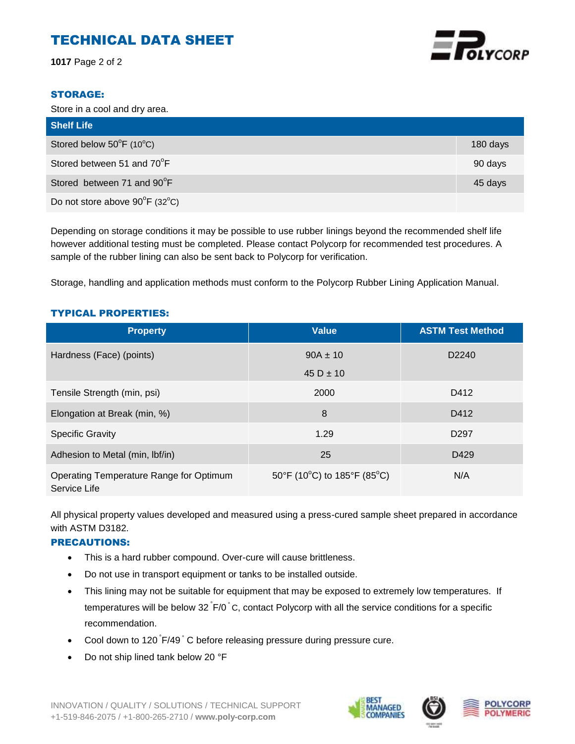## STORAGE:

Store in a cool and dry area.

| Shelf Life | |
|---|---|
| Stored below 50°F (10°C) | 180 days |
| Stored between 51 and 70°F | 90 days |
| Stored between 71 and 90°F | 45 days |
| Do not store above 90°F (32°C) | |

Depending on storage conditions it may be possible to use rubber linings beyond the recommended shelf life however additional testing must be completed. Please contact Polycorp for recommended test procedures. A sample of the rubber lining can also be sent back to Polycorp for verification.

Storage, handling and application methods must conform to the Polycorp Rubber Lining Application Manual.

## TYPICAL PROPERTIES:

| Property | Value | ASTM Test Method |
|---|---|---|
| Hardness (Face) (points) | 90A ± 10<br>45 D ± 10 | D2240 |
| Tensile Strength (min, psi) | 2000 | D412 |
| Elongation at Break (min, %) | 8 | D412 |
| Specific Gravity | 1.29 | D297 |
| Adhesion to Metal (min, lbf/in) | 25 | D429 |
| Operating Temperature Range for Optimum Service Life | 50°F (10°C) to 185°F (85°C) | N/A |

All physical property values developed and measured using a press-cured sample sheet prepared in accordance with ASTM D3182.

## PRECAUTIONS:

- This is a hard rubber compound. Over-cure will cause brittleness.
- Do not use in transport equipment or tanks to be installed outside.
- This lining may not be suitable for equipment that may be exposed to extremely low temperatures. If temperatures will be below 32 ˚F/0 ˚ C, contact Polycorp with all the service conditions for a specific recommendation.
- Cool down to 120 ˚F/49 ˚ C before releasing pressure during pressure cure.
- Do not ship lined tank below 20 °F

INNOVATION / QUALITY / SOLUTIONS / TECHNICAL SUPPORT
+1-519-846-2075 / +1-800-265-2710 / **www.poly-corp.com**